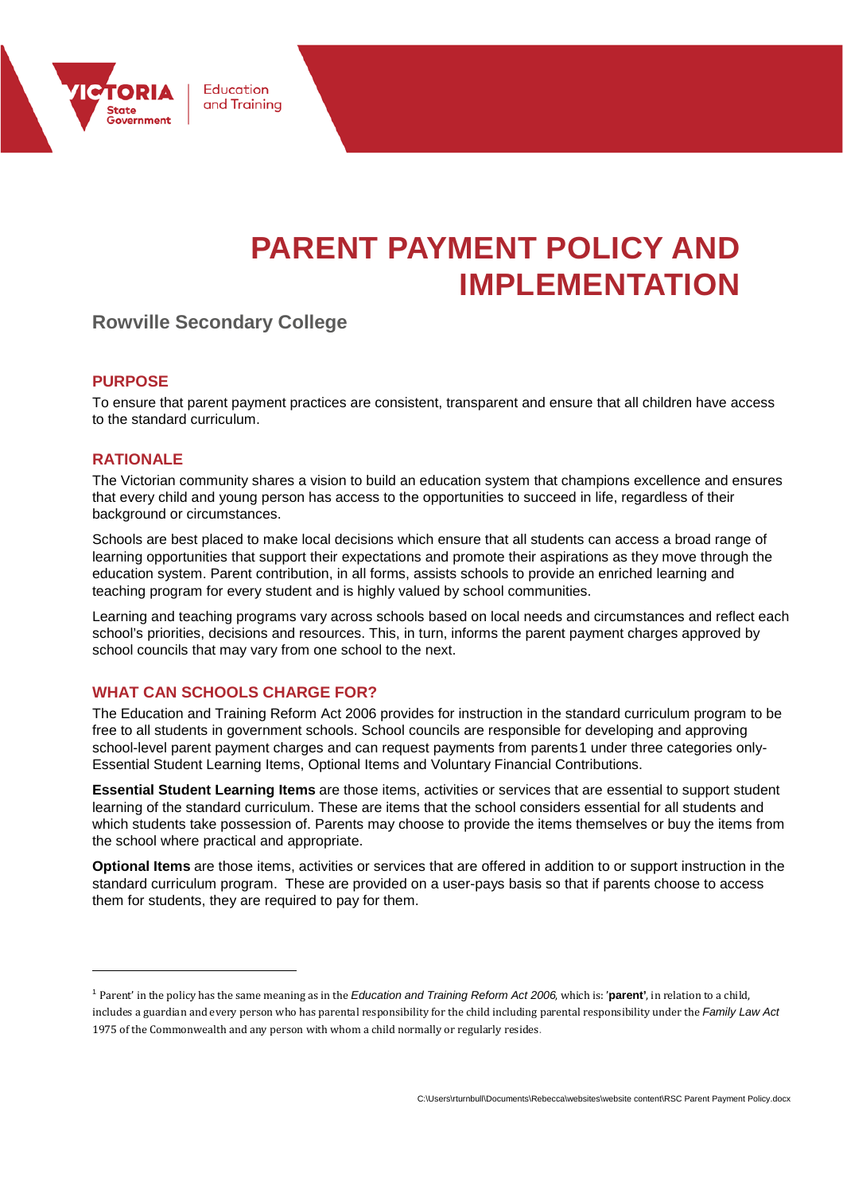# PARENT PAYMENT POLICY AND IMPLEMENTATION

**Rowville Secondary College**

## PURPOSE

To ensure that parent payment practices are consistent, transparent and ensure that all children have access to the standard curriculum.

## RATIONALE

The Victorian community shares a vision to build an education system that champions excellence and ensures that every child and young person has access to the opportunities to succeed in life, regardless of their background or circumstances.

Schools are best placed to make local decisions which ensure that all students can access a broad range of learning opportunities that support their expectations and promote their aspirations as they move through the education system. Parent contribution, in all forms, assists schools to provide an enriched learning and teaching program for every student and is highly valued by school communities.

Learning and teaching programs vary across schools based on local needs and circumstances and reflect each school's priorities, decisions and resources. This, in turn, informs the parent payment charges approved by school councils that may vary from one school to the next.

## WHAT CAN SCHOOLS CHARGE FOR?

The Education and Training Reform Act 2006 provides for instruction in the standard curriculum program to be free to all students in government schools. School councils are responsible for developing and approving school-level parent payment charges and can request payments from parents[1] under three categories only- Essential Student Learning Items, Optional Items and Voluntary Financial Contributions.

**Essential Student Learning Items** are those items, activities or services that are essential to support student learning of the standard curriculum. These are items that the school considers essential for all students and which students take possession of. Parents may choose to provide the items themselves or buy the items from the school where practical and appropriate.

**Optional Items** are those items, activities or services that are offered in addition to or support instruction in the standard curriculum program. These are provided on a user-pays basis so that if parents choose to access them for students, they are required to pay for them.

---

[1] Parent' in the policy has the same meaning as in the *Education and Training Reform Act 2006,* which is: '**parent'**, in relation to a child, includes a guardian and every person who has parental responsibility for the child including parental responsibility under the *Family Law Act* 1975 of the Commonwealth and any person with whom a child normally or regularly resides.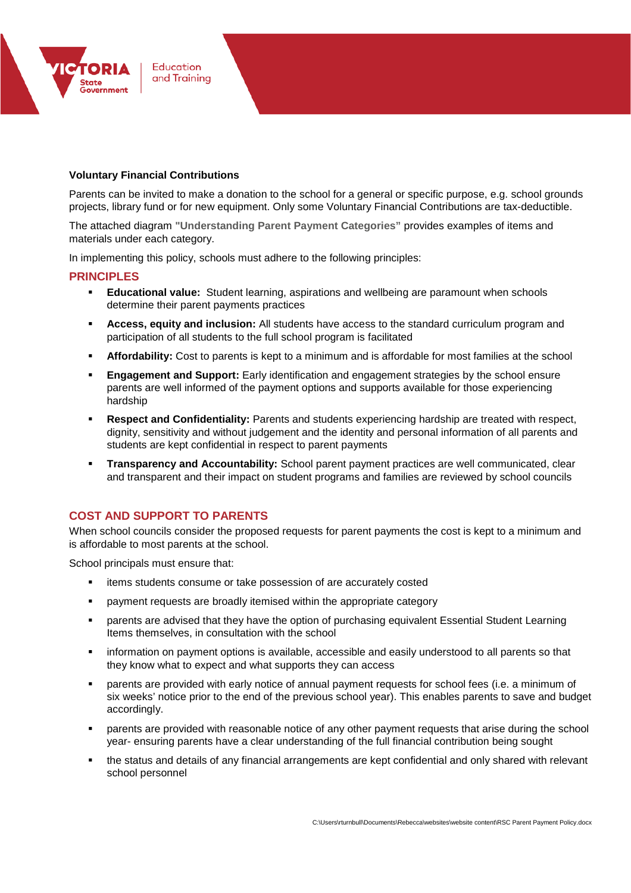**Voluntary Financial Contributions**

Parents can be invited to make a donation to the school for a general or specific purpose, e.g. school grounds projects, library fund or for new equipment. Only some Voluntary Financial Contributions are tax-deductible.

The attached diagram **"Understanding Parent Payment Categories"** provides examples of items and materials under each category.

In implementing this policy, schools must adhere to the following principles:

## PRINCIPLES

- **Educational value:** Student learning, aspirations and wellbeing are paramount when schools determine their parent payments practices
- **Access, equity and inclusion:** All students have access to the standard curriculum program and participation of all students to the full school program is facilitated
- **Affordability:** Cost to parents is kept to a minimum and is affordable for most families at the school
- **Engagement and Support:** Early identification and engagement strategies by the school ensure parents are well informed of the payment options and supports available for those experiencing hardship
- **Respect and Confidentiality:** Parents and students experiencing hardship are treated with respect, dignity, sensitivity and without judgement and the identity and personal information of all parents and students are kept confidential in respect to parent payments
- **Transparency and Accountability:** School parent payment practices are well communicated, clear and transparent and their impact on student programs and families are reviewed by school councils

## COST AND SUPPORT TO PARENTS

When school councils consider the proposed requests for parent payments the cost is kept to a minimum and is affordable to most parents at the school.

School principals must ensure that:

- items students consume or take possession of are accurately costed
- payment requests are broadly itemised within the appropriate category
- parents are advised that they have the option of purchasing equivalent Essential Student Learning Items themselves, in consultation with the school
- information on payment options is available, accessible and easily understood to all parents so that they know what to expect and what supports they can access
- parents are provided with early notice of annual payment requests for school fees (i.e. a minimum of six weeks' notice prior to the end of the previous school year). This enables parents to save and budget accordingly.
- parents are provided with reasonable notice of any other payment requests that arise during the school year- ensuring parents have a clear understanding of the full financial contribution being sought
- the status and details of any financial arrangements are kept confidential and only shared with relevant school personnel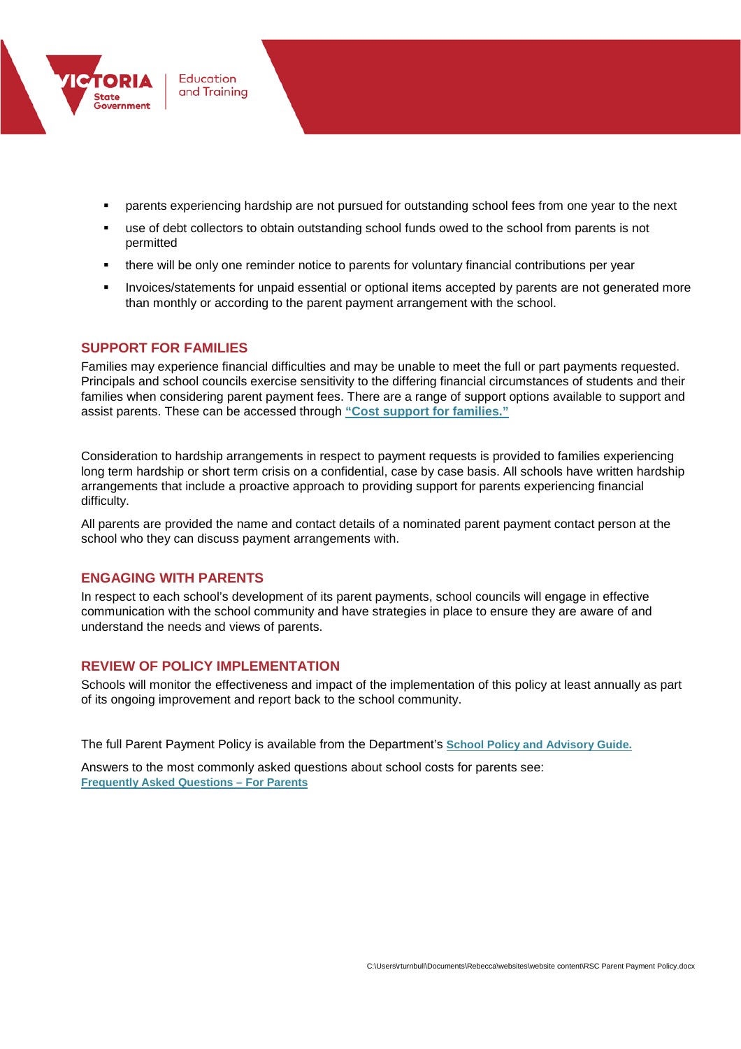- parents experiencing hardship are not pursued for outstanding school fees from one year to the next
- use of debt collectors to obtain outstanding school funds owed to the school from parents is not permitted
- there will be only one reminder notice to parents for voluntary financial contributions per year
- Invoices/statements for unpaid essential or optional items accepted by parents are not generated more than monthly or according to the parent payment arrangement with the school.

## SUPPORT FOR FAMILIES

Families may experience financial difficulties and may be unable to meet the full or part payments requested. Principals and school councils exercise sensitivity to the differing financial circumstances of students and their families when considering parent payment fees. There are a range of support options available to support and assist parents. These can be accessed through **"Cost support for families."**

Consideration to hardship arrangements in respect to payment requests is provided to families experiencing long term hardship or short term crisis on a confidential, case by case basis. All schools have written hardship arrangements that include a proactive approach to providing support for parents experiencing financial difficulty.

All parents are provided the name and contact details of a nominated parent payment contact person at the school who they can discuss payment arrangements with.

## ENGAGING WITH PARENTS

In respect to each school's development of its parent payments, school councils will engage in effective communication with the school community and have strategies in place to ensure they are aware of and understand the needs and views of parents.

## REVIEW OF POLICY IMPLEMENTATION

Schools will monitor the effectiveness and impact of the implementation of this policy at least annually as part of its ongoing improvement and report back to the school community.

The full Parent Payment Policy is available from the Department's **School Policy and Advisory Guide.**

Answers to the most commonly asked questions about school costs for parents see:
**Frequently Asked Questions – For Parents**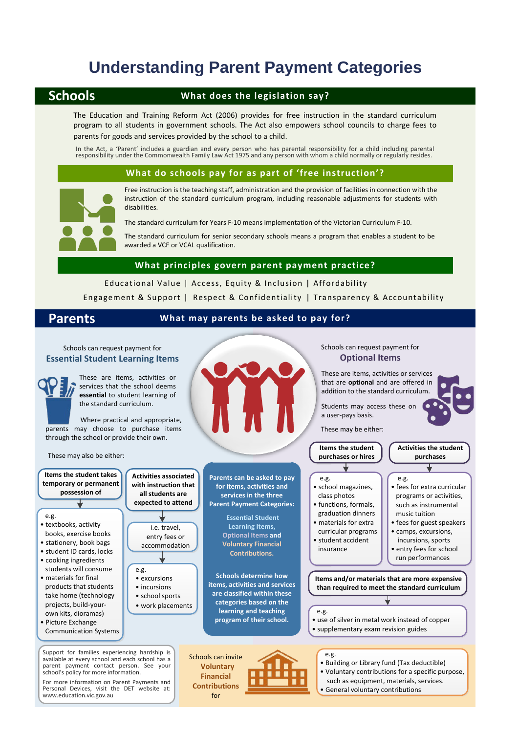# Understanding Parent Payment Categories

## Schools

### What does the legislation say?

The Education and Training Reform Act (2006) provides for free instruction in the standard curriculum program to all students in government schools. The Act also empowers school councils to charge fees to parents for goods and services provided by the school to a child.

In the Act, a 'Parent' includes a guardian and every person who has parental responsibility for a child including parental responsibility under the Commonwealth Family Law Act 1975 and any person with whom a child normally or regularly resides.

### What do schools pay for as part of 'free instruction'?

Free instruction is the teaching staff, administration and the provision of facilities in connection with the instruction of the standard curriculum program, including reasonable adjustments for students with disabilities.

The standard curriculum for Years F-10 means implementation of the Victorian Curriculum F-10.

The standard curriculum for senior secondary schools means a program that enables a student to be awarded a VCE or VCAL qualification.

### What principles govern parent payment practice?

Educational Value | Access, Equity & Inclusion | Affordability

Engagement & Support | Respect & Confidentiality | Transparency & Accountability

## Parents

### What may parents be asked to pay for?

Schools can request payment for

**Essential Student Learning Items**

These are items, activities or services that the school deems **essential** to student learning of the standard curriculum.

Where practical and appropriate, parents may choose to purchase items through the school or provide their own.

These may also be either:

**Items the student takes temporary or permanent possession of**

e.g.
- textbooks, activity books, exercise books
- stationery, book bags
- student ID cards, locks
- cooking ingredients students will consume
- materials for final products that students take home (technology projects, build-your-own kits, dioramas)
- Picture Exchange Communication Systems

**Activities associated with instruction that all students are expected to attend**

i.e. travel, entry fees or accommodation

e.g.
- excursions
- incursions
- school sports
- work placements

**Parents can be asked to pay for items, activities and services in the three Parent Payment Categories:**

**Essential Student Learning Items, Optional Items and Voluntary Financial Contributions.**

**Schools determine how items, activities and services are classified within these categories based on the learning and teaching program of their school.**

Schools can request payment for

**Optional Items**

These are items, activities or services that are **optional** and are offered in addition to the standard curriculum.

Students may access these on a user-pays basis.

These may be either:

**Items the student purchases or hires**

e.g.
- school magazines, class photos
- functions, formals, graduation dinners
- materials for extra curricular programs
- student accident insurance

**Activities the student purchases**

e.g.
- fees for extra curricular programs or activities, such as instrumental music tuition
- fees for guest speakers
- camps, excursions, incursions, sports
- entry fees for school run performances

**Items and/or materials that are more expensive than required to meet the standard curriculum**

e.g.
- use of silver in metal work instead of copper
- supplementary exam revision guides

Support for families experiencing hardship is available at every school and each school has a parent payment contact person. See your school's policy for more information.

For more information on Parent Payments and Personal Devices, visit the DET website at: www.education.vic.gov.au

Schools can invite **Voluntary Financial Contributions** for

e.g.
- Building or Library fund (Tax deductible)
- Voluntary contributions for a specific purpose, such as equipment, materials, services.
- General voluntary contributions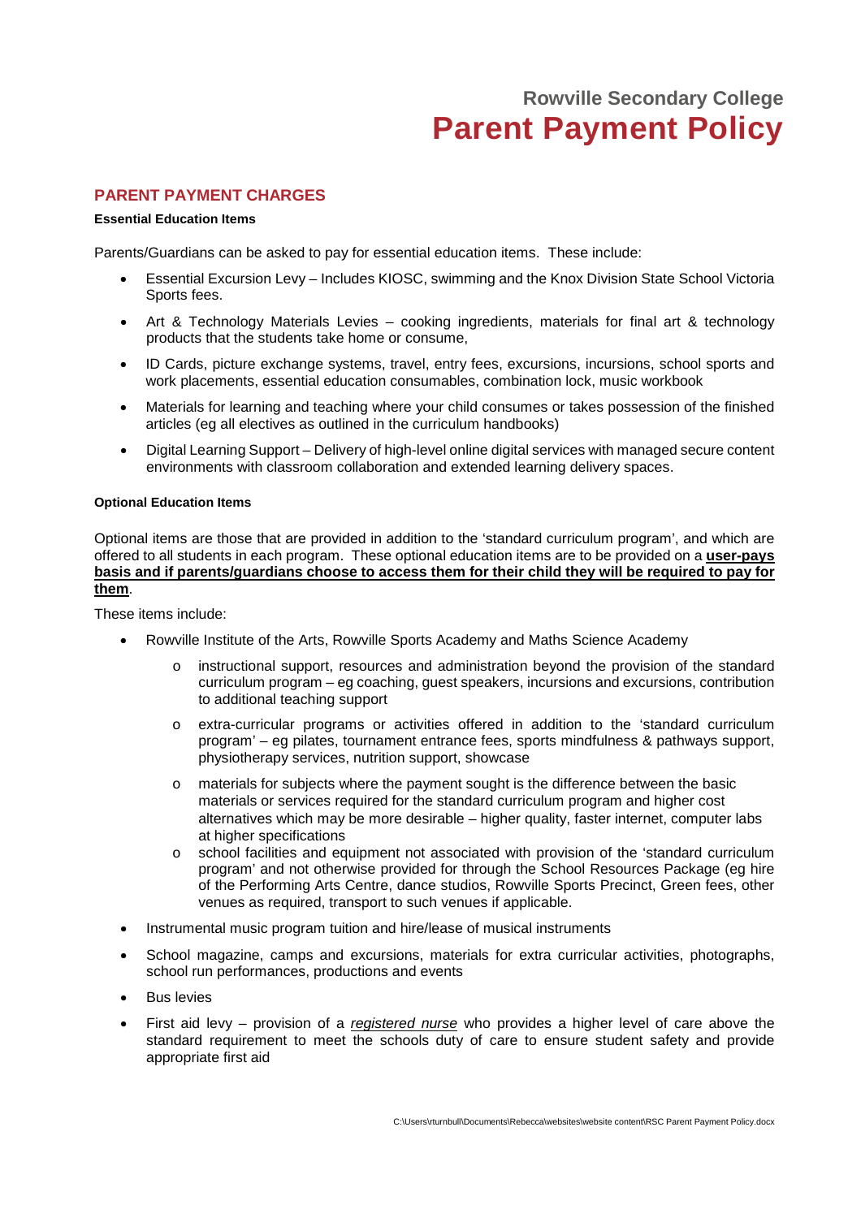# Rowville Secondary College
# Parent Payment Policy

## PARENT PAYMENT CHARGES

**Essential Education Items**

Parents/Guardians can be asked to pay for essential education items. These include:

- Essential Excursion Levy – Includes KIOSC, swimming and the Knox Division State School Victoria Sports fees.
- Art & Technology Materials Levies – cooking ingredients, materials for final art & technology products that the students take home or consume,
- ID Cards, picture exchange systems, travel, entry fees, excursions, incursions, school sports and work placements, essential education consumables, combination lock, music workbook
- Materials for learning and teaching where your child consumes or takes possession of the finished articles (eg all electives as outlined in the curriculum handbooks)
- Digital Learning Support – Delivery of high-level online digital services with managed secure content environments with classroom collaboration and extended learning delivery spaces.

**Optional Education Items**

Optional items are those that are provided in addition to the 'standard curriculum program', and which are offered to all students in each program. These optional education items are to be provided on a **user-pays basis and if parents/guardians choose to access them for their child they will be required to pay for them**.

These items include:

- Rowville Institute of the Arts, Rowville Sports Academy and Maths Science Academy
  - instructional support, resources and administration beyond the provision of the standard curriculum program – eg coaching, guest speakers, incursions and excursions, contribution to additional teaching support
  - extra-curricular programs or activities offered in addition to the 'standard curriculum program' – eg pilates, tournament entrance fees, sports mindfulness & pathways support, physiotherapy services, nutrition support, showcase
  - materials for subjects where the payment sought is the difference between the basic materials or services required for the standard curriculum program and higher cost alternatives which may be more desirable – higher quality, faster internet, computer labs at higher specifications
  - school facilities and equipment not associated with provision of the 'standard curriculum program' and not otherwise provided for through the School Resources Package (eg hire of the Performing Arts Centre, dance studios, Rowville Sports Precinct, Green fees, other venues as required, transport to such venues if applicable.
- Instrumental music program tuition and hire/lease of musical instruments
- School magazine, camps and excursions, materials for extra curricular activities, photographs, school run performances, productions and events
- Bus levies
- First aid levy – provision of a *registered nurse* who provides a higher level of care above the standard requirement to meet the schools duty of care to ensure student safety and provide appropriate first aid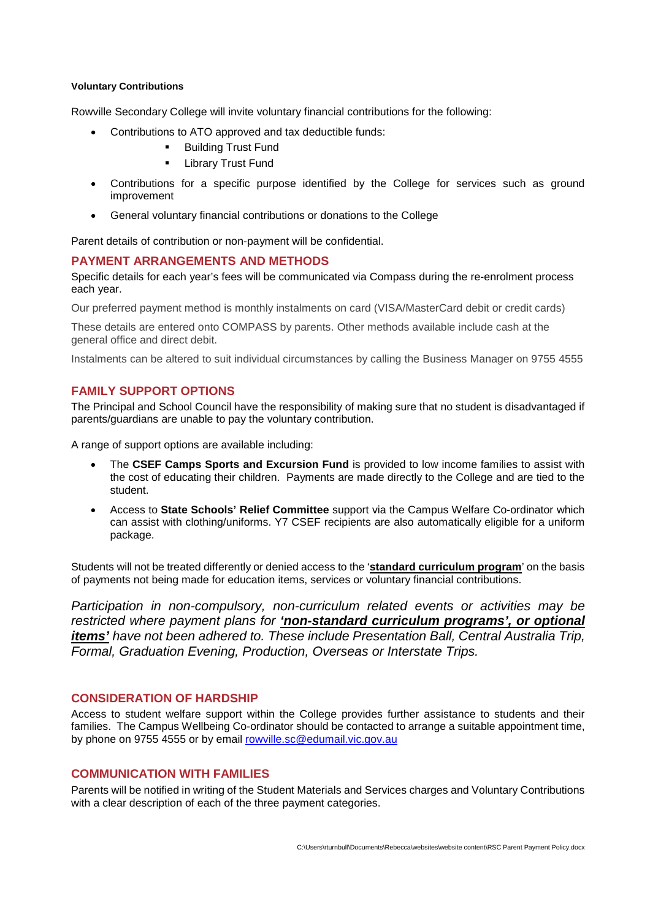#### Voluntary Contributions

Rowville Secondary College will invite voluntary financial contributions for the following:

- Contributions to ATO approved and tax deductible funds:
  - Building Trust Fund
  - Library Trust Fund
- Contributions for a specific purpose identified by the College for services such as ground improvement
- General voluntary financial contributions or donations to the College

Parent details of contribution or non-payment will be confidential.

## PAYMENT ARRANGEMENTS AND METHODS

Specific details for each year's fees will be communicated via Compass during the re-enrolment process each year.

Our preferred payment method is monthly instalments on card (VISA/MasterCard debit or credit cards)

These details are entered onto COMPASS by parents. Other methods available include cash at the general office and direct debit.

Instalments can be altered to suit individual circumstances by calling the Business Manager on 9755 4555

## FAMILY SUPPORT OPTIONS

The Principal and School Council have the responsibility of making sure that no student is disadvantaged if parents/guardians are unable to pay the voluntary contribution.

A range of support options are available including:

- The **CSEF Camps Sports and Excursion Fund** is provided to low income families to assist with the cost of educating their children. Payments are made directly to the College and are tied to the student.
- Access to **State Schools' Relief Committee** support via the Campus Welfare Co-ordinator which can assist with clothing/uniforms. Y7 CSEF recipients are also automatically eligible for a uniform package.

Students will not be treated differently or denied access to the '**standard curriculum program**' on the basis of payments not being made for education items, services or voluntary financial contributions.

*Participation in non-compulsory, non-curriculum related events or activities may be restricted where payment plans for **'non-standard curriculum programs', or optional items'** have not been adhered to. These include Presentation Ball, Central Australia Trip, Formal, Graduation Evening, Production, Overseas or Interstate Trips.*

## CONSIDERATION OF HARDSHIP

Access to student welfare support within the College provides further assistance to students and their families. The Campus Wellbeing Co-ordinator should be contacted to arrange a suitable appointment time, by phone on 9755 4555 or by email rowville.sc@edumail.vic.gov.au

## COMMUNICATION WITH FAMILIES

Parents will be notified in writing of the Student Materials and Services charges and Voluntary Contributions with a clear description of each of the three payment categories.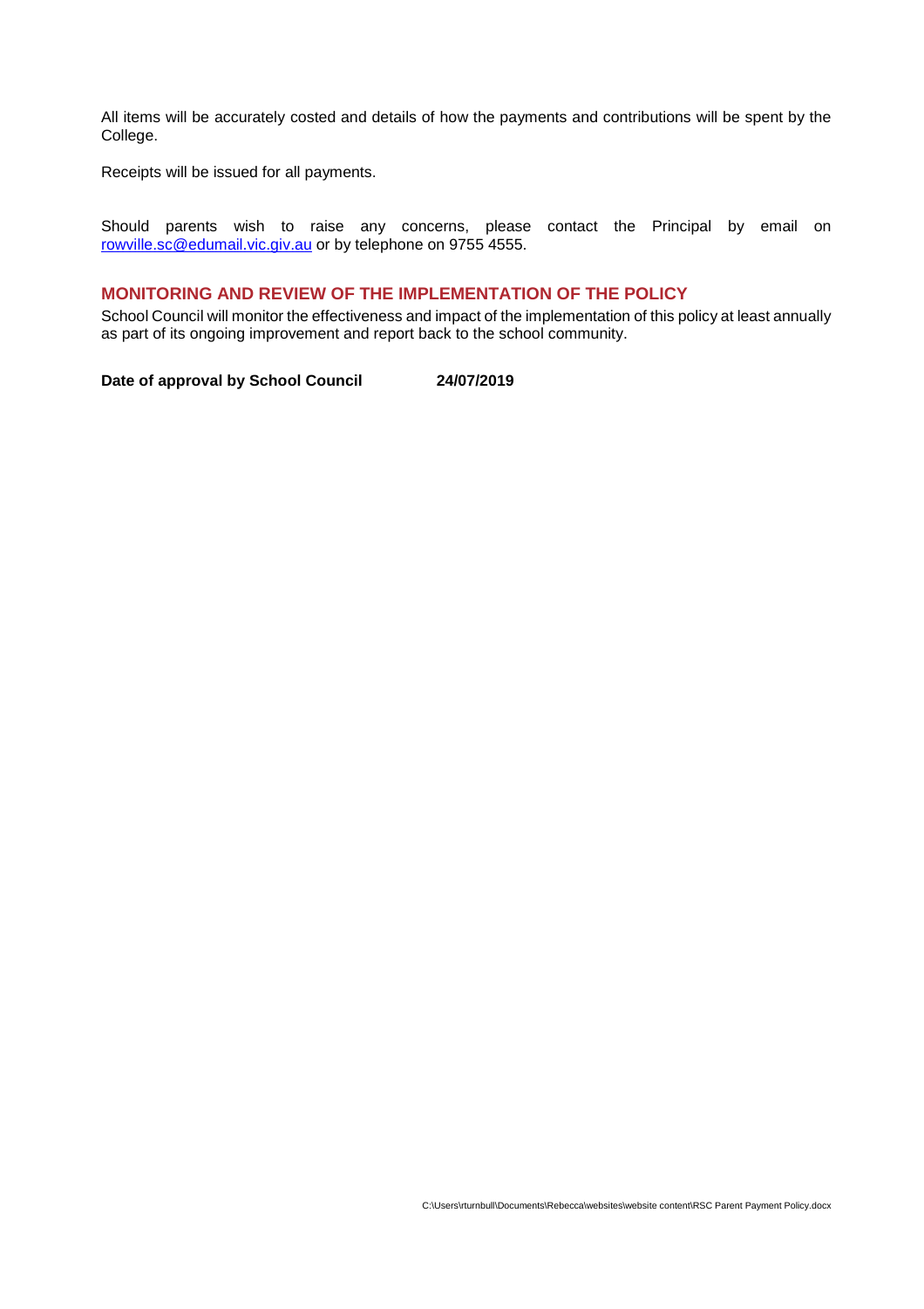All items will be accurately costed and details of how the payments and contributions will be spent by the College.

Receipts will be issued for all payments.

Should parents wish to raise any concerns, please contact the Principal by email on [rowville.sc@edumail.vic.giv.au](mailto:rowville.sc@edumail.vic.giv.au) or by telephone on 9755 4555.

## MONITORING AND REVIEW OF THE IMPLEMENTATION OF THE POLICY

School Council will monitor the effectiveness and impact of the implementation of this policy at least annually as part of its ongoing improvement and report back to the school community.

**Date of approval by School Council** **24/07/2019**